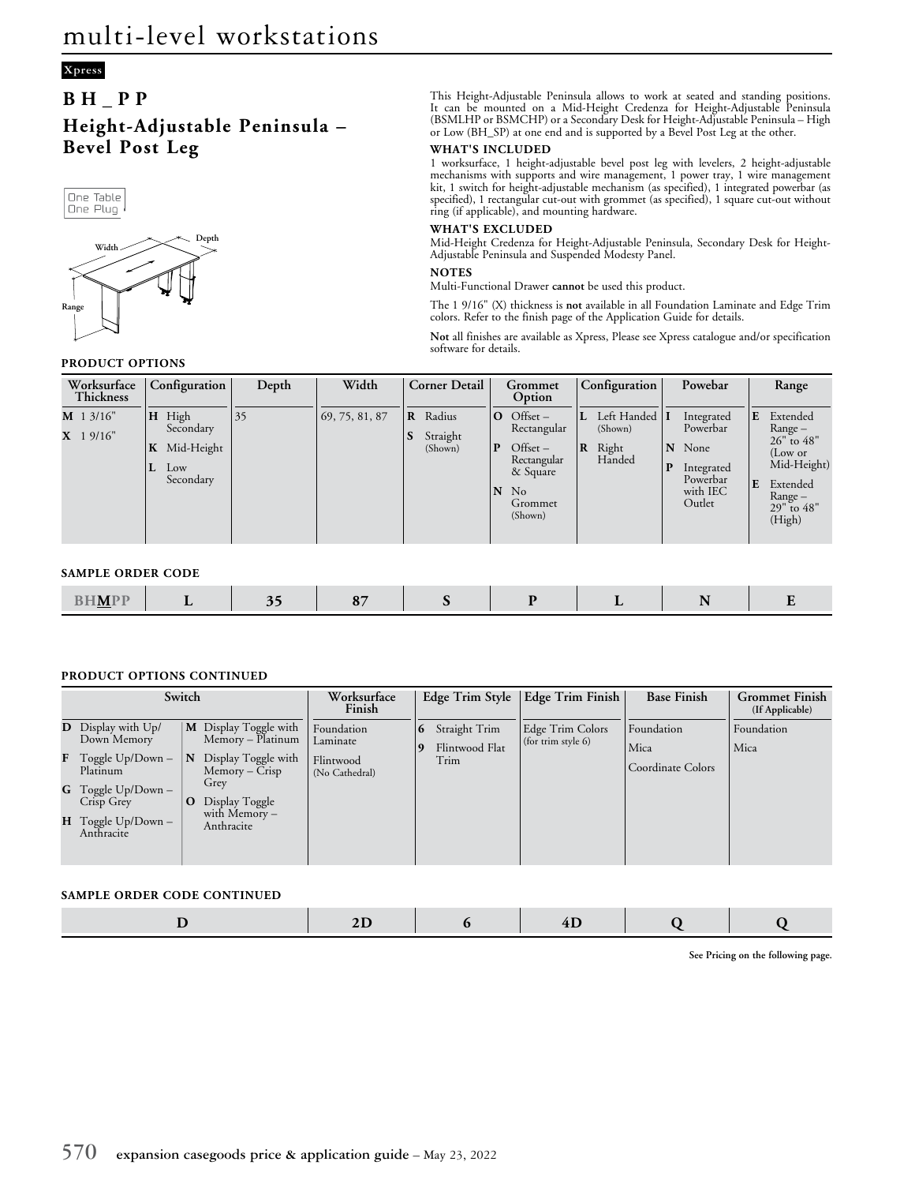# multi-level workstations

Xpress

## B H _ P P

## Height-Adjustable Peninsula – Bevel Post Leg

One Table
One Plug

Width
Depth
Range

This Height-Adjustable Peninsula allows to work at seated and standing positions. It can be mounted on a Mid-Height Credenza for Height-Adjustable Peninsula (BSMLHP or BSMCHP) or a Secondary Desk for Height-Adjustable Peninsula – High or Low (BH_SP) at one end and is supported by a Bevel Post Leg at the other.

**WHAT'S INCLUDED**

1 worksurface, 1 height-adjustable bevel post leg with levelers, 2 height-adjustable mechanisms with supports and wire management, 1 power tray, 1 wire management kit, 1 switch for height-adjustable mechanism (as specified), 1 integrated powerbar (as specified), 1 rectangular cut-out with grommet (as specified), 1 square cut-out without ring (if applicable), and mounting hardware.

**WHAT'S EXCLUDED**

Mid-Height Credenza for Height-Adjustable Peninsula, Secondary Desk for Height-Adjustable Peninsula and Suspended Modesty Panel.

**NOTES**

Multi-Functional Drawer **cannot** be used this product.

The 1 9/16" (X) thickness is **not** available in all Foundation Laminate and Edge Trim colors. Refer to the finish page of the Application Guide for details.

**Not** all finishes are available as Xpress, Please see Xpress catalogue and/or specification software for details.

**PRODUCT OPTIONS**

| Worksurface Thickness | Configuration | Depth | Width | Corner Detail | Grommet Option | Configuration | Powebar | Range |
|---|---|---|---|---|---|---|---|---|
| **M** 1 3/16"<br>**X** 1 9/16" | **H** High Secondary<br>**K** Mid-Height<br>**L** Low Secondary | 35 | 69, 75, 81, 87 | **R** Radius<br>**S** Straight (Shown) | **O** Offset – Rectangular<br>**P** Offset – Rectangular & Square<br>**N** No Grommet (Shown) | **L** Left Handed (Shown)<br>**R** Right Handed | **I** Integrated Powerbar<br>**N** None<br>**P** Integrated Powerbar with IEC Outlet | **E** Extended Range – 26" to 48" (Low or Mid-Height)<br>**E** Extended Range – 29" to 48" (High) |

**SAMPLE ORDER CODE**

| BH**M**PP | L | 35 | 87 | S | P | L | N | E |
|---|---|---|---|---|---|---|---|---|

**PRODUCT OPTIONS CONTINUED**

| Switch | | Worksurface Finish | Edge Trim Style | Edge Trim Finish | Base Finish | Grommet Finish (If Applicable) |
|---|---|---|---|---|---|---|
| **D** Display with Up/ Down Memory<br>**F** Toggle Up/Down – Platinum<br>**G** Toggle Up/Down – Crisp Grey<br>**H** Toggle Up/Down – Anthracite | **M** Display Toggle with Memory – Platinum<br>**N** Display Toggle with Memory – Crisp Grey<br>**O** Display Toggle with Memory – Anthracite | Foundation Laminate<br>Flintwood (No Cathedral) | **6** Straight Trim<br>**9** Flintwood Flat Trim | Edge Trim Colors (for trim style 6) | Foundation<br>Mica<br>Coordinate Colors | Foundation<br>Mica |

**SAMPLE ORDER CODE CONTINUED**

| D | 2D | 6 | 4D | Q | Q |
|---|---|---|---|---|---|

**See Pricing on the following page.**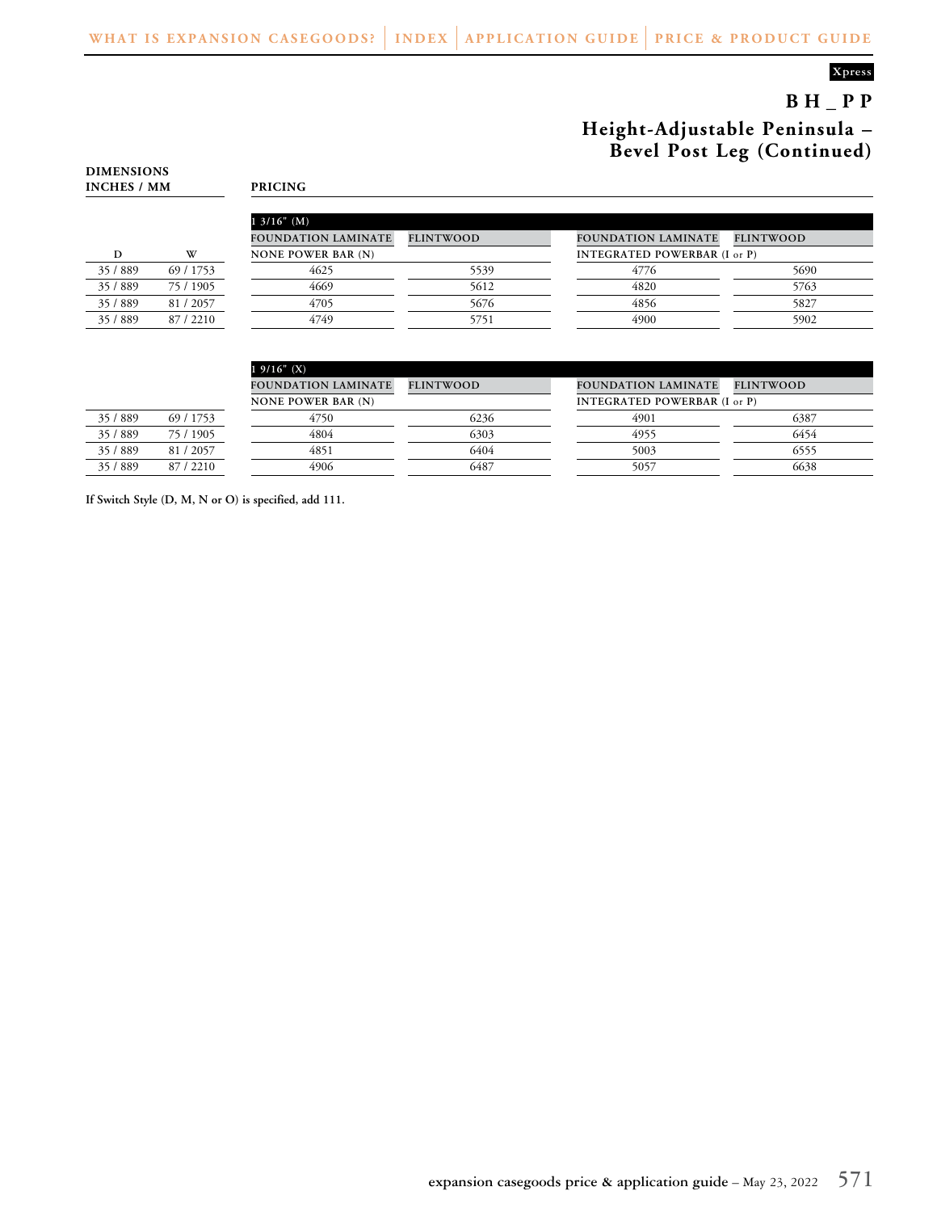Xpress

# BH_PP

## Height-Adjustable Peninsula – Bevel Post Leg (Continued)

**DIMENSIONS INCHES / MM**

**PRICING**

| | | 1 3/16" (M) | | | |
|---|---|---|---|---|---|
| | | FOUNDATION LAMINATE | FLINTWOOD | FOUNDATION LAMINATE | FLINTWOOD |
| | | NONE POWER BAR (N) | | INTEGRATED POWERBAR (I or P) | |
| D | W | | | | |
| 35 / 889 | 69 / 1753 | 4625 | 5539 | 4776 | 5690 |
| 35 / 889 | 75 / 1905 | 4669 | 5612 | 4820 | 5763 |
| 35 / 889 | 81 / 2057 | 4705 | 5676 | 4856 | 5827 |
| 35 / 889 | 87 / 2210 | 4749 | 5751 | 4900 | 5902 |

| | | 1 9/16" (X) | | | |
|---|---|---|---|---|---|
| | | FOUNDATION LAMINATE | FLINTWOOD | FOUNDATION LAMINATE | FLINTWOOD |
| | | NONE POWER BAR (N) | | INTEGRATED POWERBAR (I or P) | |
| 35 / 889 | 69 / 1753 | 4750 | 6236 | 4901 | 6387 |
| 35 / 889 | 75 / 1905 | 4804 | 6303 | 4955 | 6454 |
| 35 / 889 | 81 / 2057 | 4851 | 6404 | 5003 | 6555 |
| 35 / 889 | 87 / 2210 | 4906 | 6487 | 5057 | 6638 |

**If Switch Style (D, M, N or O) is specified, add 111.**